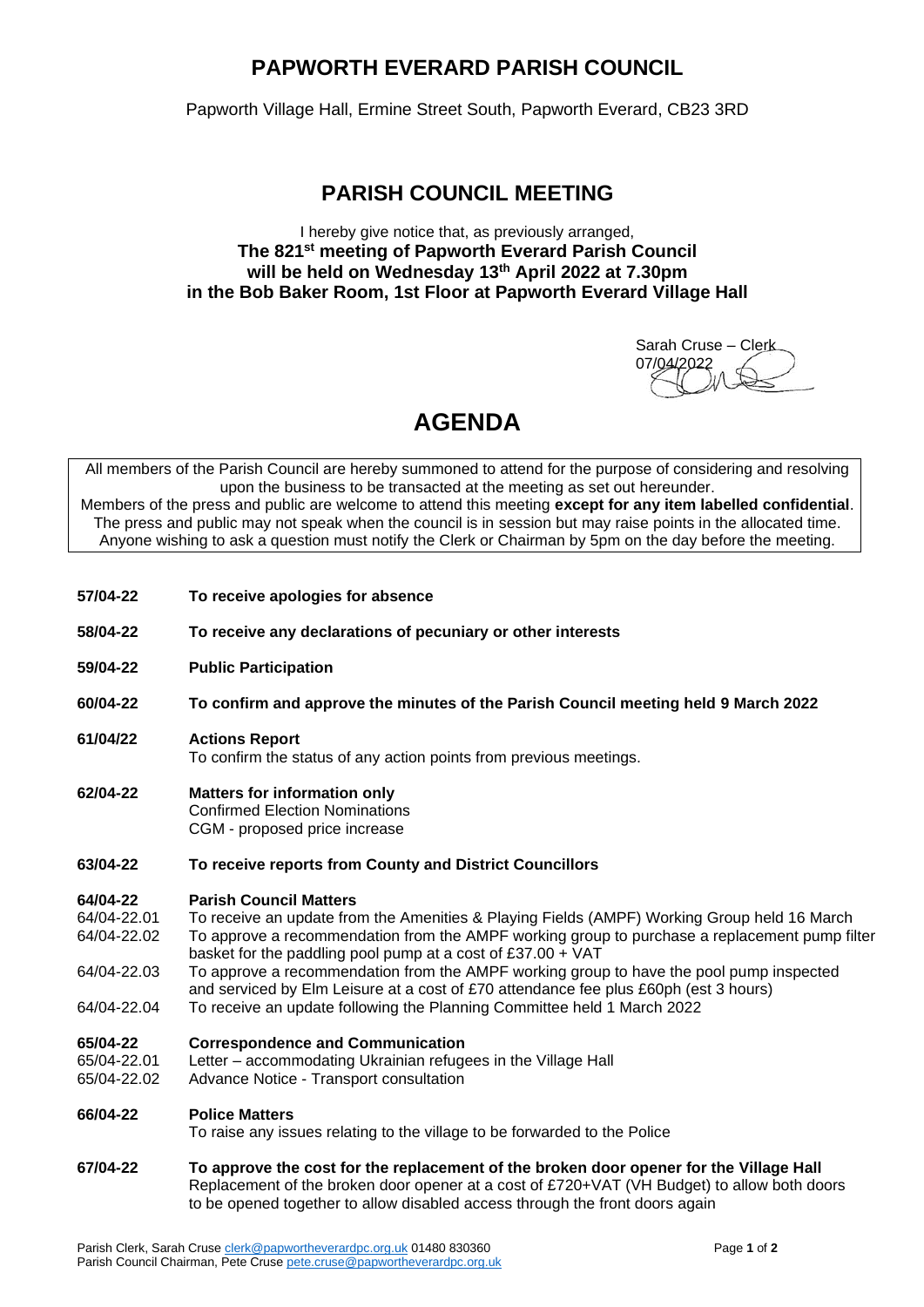# PAPWORTH EVERARD PARISH COUNCIL

Papworth Village Hall, Ermine Street South, Papworth Everard, CB23 3RD

## PARISH COUNCIL MEETING

I hereby give notice that, as previously arranged,
**The 821st meeting of Papworth Everard Parish Council will be held on Wednesday 13th April 2022 at 7.30pm in the Bob Baker Room, 1st Floor at Papworth Everard Village Hall**

Sarah Cruse – Clerk
07/04/2022

# AGENDA

All members of the Parish Council are hereby summoned to attend for the purpose of considering and resolving upon the business to be transacted at the meeting as set out hereunder.
Members of the press and public are welcome to attend this meeting **except for any item labelled confidential**. The press and public may not speak when the council is in session but may raise points in the allocated time. Anyone wishing to ask a question must notify the Clerk or Chairman by 5pm on the day before the meeting.

**57/04-22** **To receive apologies for absence**

**58/04-22** **To receive any declarations of pecuniary or other interests**

**59/04-22** **Public Participation**

**60/04-22** **To confirm and approve the minutes of the Parish Council meeting held 9 March 2022**

**61/04/22** **Actions Report**
To confirm the status of any action points from previous meetings.

**62/04-22** **Matters for information only**
Confirmed Election Nominations
CGM - proposed price increase

**63/04-22** **To receive reports from County and District Councillors**

**64/04-22** **Parish Council Matters**
64/04-22.01 To receive an update from the Amenities & Playing Fields (AMPF) Working Group held 16 March
64/04-22.02 To approve a recommendation from the AMPF working group to purchase a replacement pump filter basket for the paddling pool pump at a cost of £37.00 + VAT
64/04-22.03 To approve a recommendation from the AMPF working group to have the pool pump inspected and serviced by Elm Leisure at a cost of £70 attendance fee plus £60ph (est 3 hours)
64/04-22.04 To receive an update following the Planning Committee held 1 March 2022

**65/04-22** **Correspondence and Communication**
65/04-22.01 Letter – accommodating Ukrainian refugees in the Village Hall
65/04-22.02 Advance Notice - Transport consultation

**66/04-22** **Police Matters**
To raise any issues relating to the village to be forwarded to the Police

**67/04-22** **To approve the cost for the replacement of the broken door opener for the Village Hall**
Replacement of the broken door opener at a cost of £720+VAT (VH Budget) to allow both doors to be opened together to allow disabled access through the front doors again

Parish Clerk, Sarah Cruse clerk@papwortheverardpc.org.uk 01480 830360
Parish Council Chairman, Pete Cruse pete.cruse@papwortheverardpc.org.uk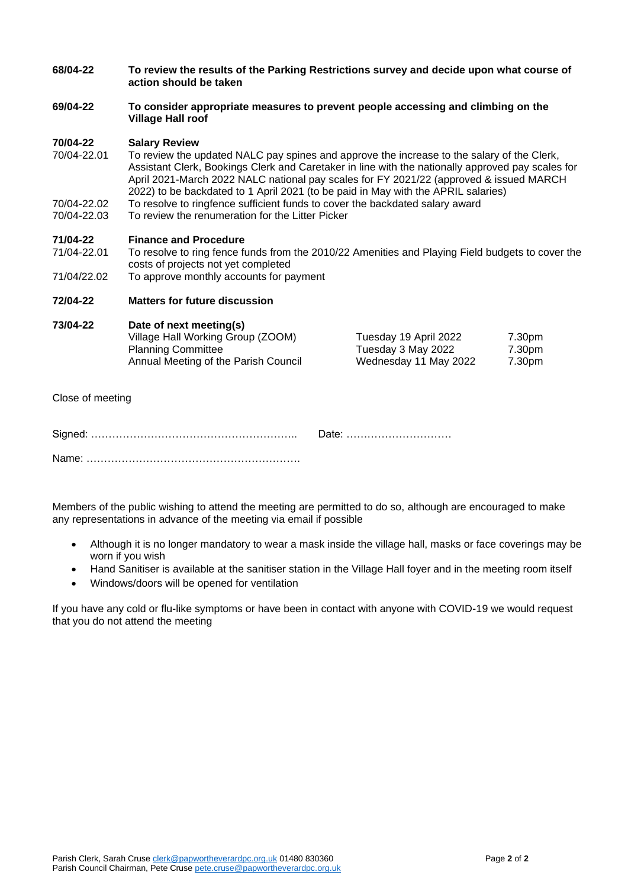**68/04-22** **To review the results of the Parking Restrictions survey and decide upon what course of action should be taken**

**69/04-22** **To consider appropriate measures to prevent people accessing and climbing on the Village Hall roof**

**70/04-22** **Salary Review**

70/04-22.01 To review the updated NALC pay spines and approve the increase to the salary of the Clerk, Assistant Clerk, Bookings Clerk and Caretaker in line with the nationally approved pay scales for April 2021-March 2022 NALC national pay scales for FY 2021/22 (approved & issued MARCH 2022) to be backdated to 1 April 2021 (to be paid in May with the APRIL salaries)

70/04-22.02 To resolve to ringfence sufficient funds to cover the backdated salary award

70/04-22.03 To review the renumeration for the Litter Picker

**71/04-22** **Finance and Procedure**

71/04-22.01 To resolve to ring fence funds from the 2010/22 Amenities and Playing Field budgets to cover the costs of projects not yet completed

71/04/22.02 To approve monthly accounts for payment

**72/04-22** **Matters for future discussion**

**73/04-22** **Date of next meeting(s)**

| | | |
|---|---|---|
| Village Hall Working Group (ZOOM) | Tuesday 19 April 2022 | 7.30pm |
| Planning Committee | Tuesday 3 May 2022 | 7.30pm |
| Annual Meeting of the Parish Council | Wednesday 11 May 2022 | 7.30pm |

Close of meeting

Signed: ………………………………………………….. Date: …………………………

Name: ……………………………………………………

Members of the public wishing to attend the meeting are permitted to do so, although are encouraged to make any representations in advance of the meeting via email if possible

- Although it is no longer mandatory to wear a mask inside the village hall, masks or face coverings may be worn if you wish
- Hand Sanitiser is available at the sanitiser station in the Village Hall foyer and in the meeting room itself
- Windows/doors will be opened for ventilation

If you have any cold or flu-like symptoms or have been in contact with anyone with COVID-19 we would request that you do not attend the meeting

Parish Clerk, Sarah Cruse clerk@papworthеverardpc.org.uk 01480 830360
Parish Council Chairman, Pete Cruse pete.cruse@papworthеverardpc.org.uk